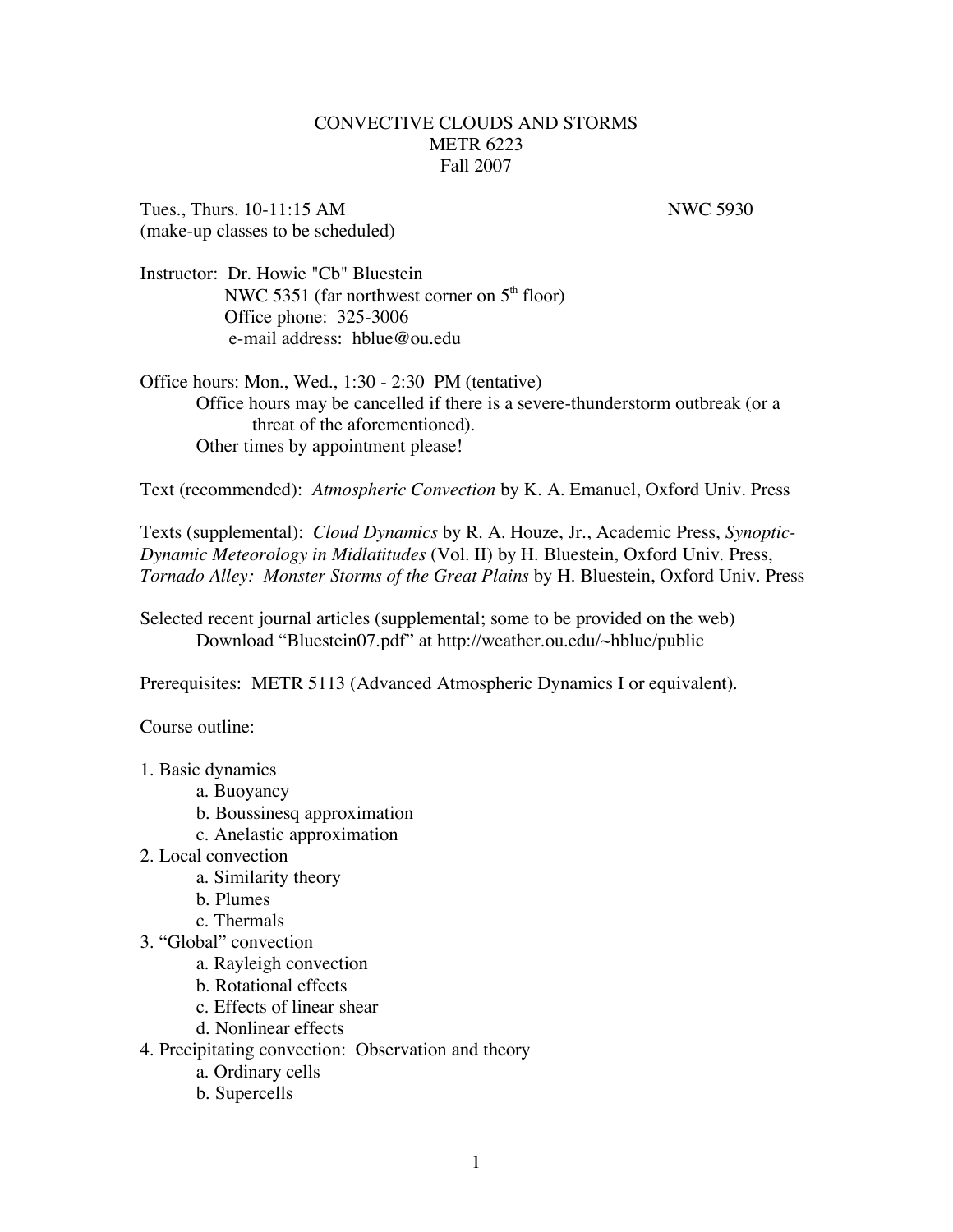# CONVECTIVE CLOUDS AND STORMS
## METR 6223
## Fall 2007

Tues., Thurs. 10-11:15 AM NWC 5930
(make-up classes to be scheduled)

Instructor: Dr. Howie "Cb" Bluestein
NWC 5351 (far northwest corner on 5th floor)
Office phone: 325-3006
e-mail address: hblue@ou.edu

Office hours: Mon., Wed., 1:30 - 2:30 PM (tentative)
Office hours may be cancelled if there is a severe-thunderstorm outbreak (or a threat of the aforementioned).
Other times by appointment please!

Text (recommended): *Atmospheric Convection* by K. A. Emanuel, Oxford Univ. Press

Texts (supplemental): *Cloud Dynamics* by R. A. Houze, Jr., Academic Press, *Synoptic-Dynamic Meteorology in Midlatitudes* (Vol. II) by H. Bluestein, Oxford Univ. Press, *Tornado Alley: Monster Storms of the Great Plains* by H. Bluestein, Oxford Univ. Press

Selected recent journal articles (supplemental; some to be provided on the web)
Download "Bluestein07.pdf" at http://weather.ou.edu/~hblue/public

Prerequisites: METR 5113 (Advanced Atmospheric Dynamics I or equivalent).

Course outline:

1. Basic dynamics
   a. Buoyancy
   b. Boussinesq approximation
   c. Anelastic approximation
2. Local convection
   a. Similarity theory
   b. Plumes
   c. Thermals
3. "Global" convection
   a. Rayleigh convection
   b. Rotational effects
   c. Effects of linear shear
   d. Nonlinear effects
4. Precipitating convection: Observation and theory
   a. Ordinary cells
   b. Supercells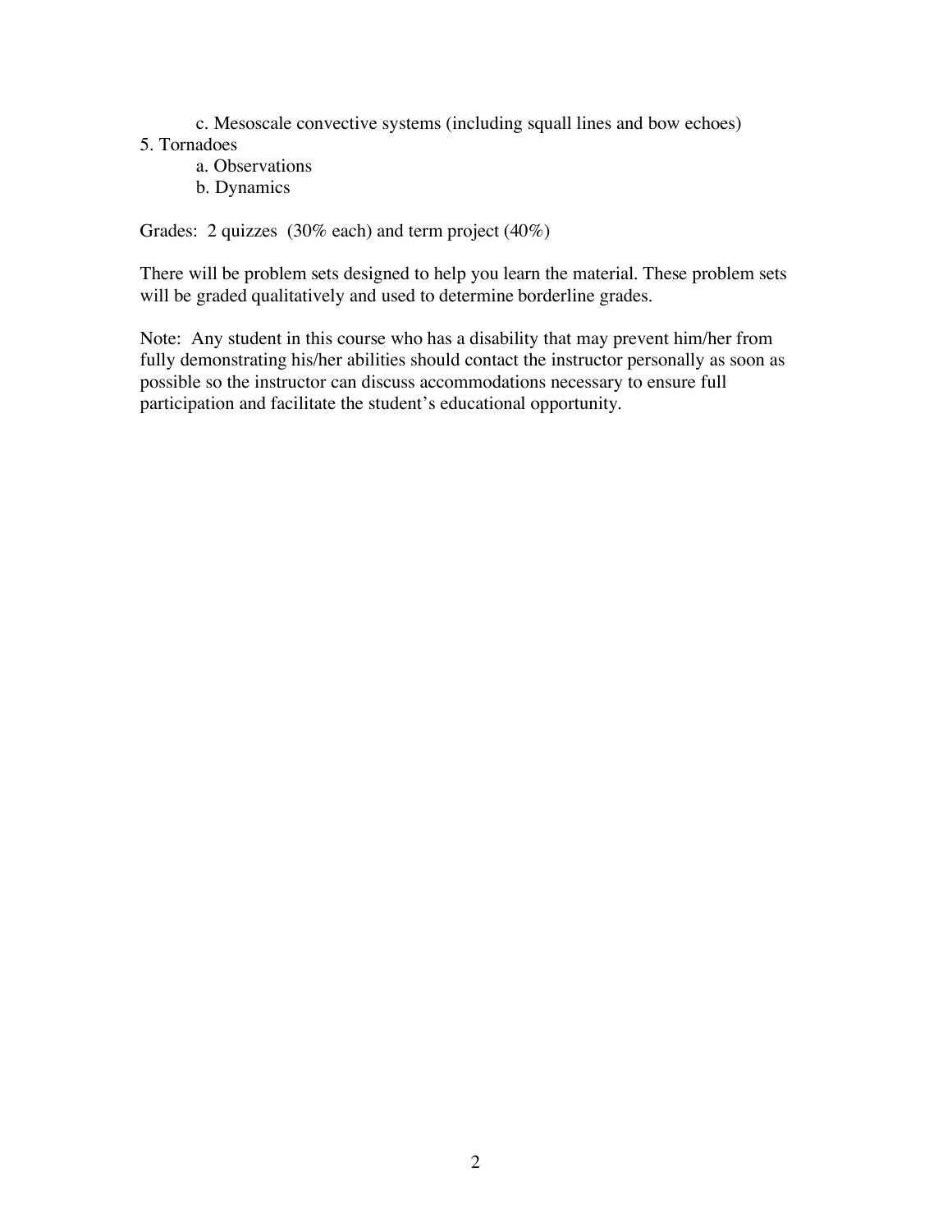c. Mesoscale convective systems (including squall lines and bow echoes)

5. Tornadoes
    a. Observations
    b. Dynamics

Grades: 2 quizzes (30% each) and term project (40%)

There will be problem sets designed to help you learn the material. These problem sets will be graded qualitatively and used to determine borderline grades.

Note: Any student in this course who has a disability that may prevent him/her from fully demonstrating his/her abilities should contact the instructor personally as soon as possible so the instructor can discuss accommodations necessary to ensure full participation and facilitate the student's educational opportunity.